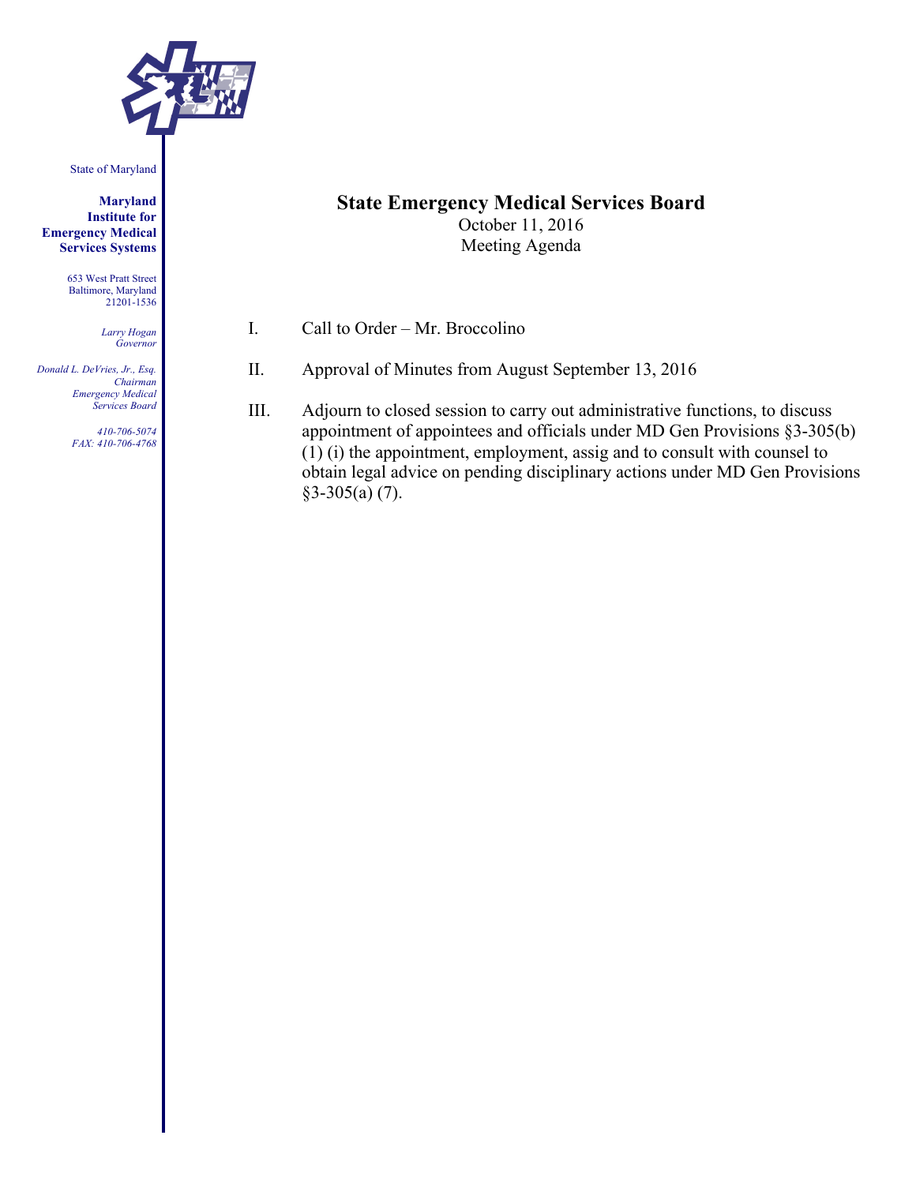State of Maryland

**Maryland Institute for Emergency Medical Services Systems**

653 West Pratt Street
Baltimore, Maryland
21201-1536

*Larry Hogan*
*Governor*

*Donald L. DeVries, Jr., Esq.*
*Chairman*
*Emergency Medical Services Board*

*410-706-5074*
*FAX: 410-706-4768*

# State Emergency Medical Services Board

October 11, 2016
Meeting Agenda

I. Call to Order – Mr. Broccolino

II. Approval of Minutes from August September 13, 2016

III. Adjourn to closed session to carry out administrative functions, to discuss appointment of appointees and officials under MD Gen Provisions §3-305(b) (1) (i) the appointment, employment, assig and to consult with counsel to obtain legal advice on pending disciplinary actions under MD Gen Provisions §3-305(a) (7).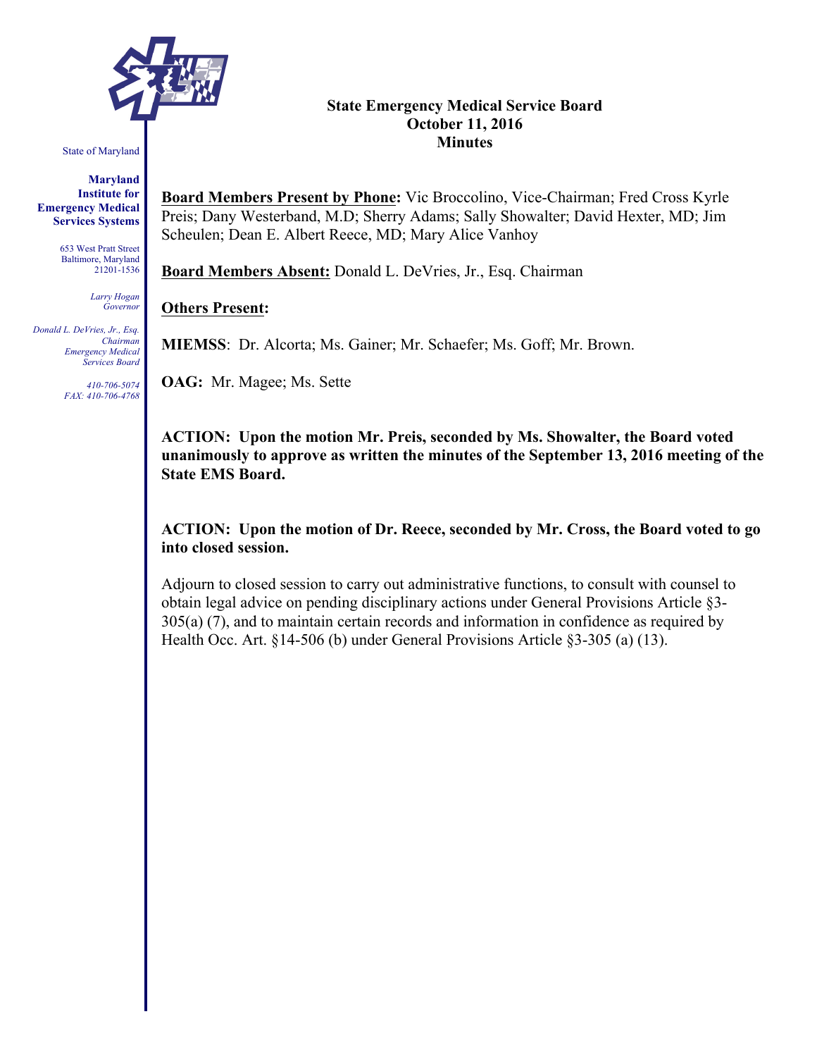State of Maryland

**Maryland Institute for Emergency Medical Services Systems**

653 West Pratt Street
Baltimore, Maryland
21201-1536

*Larry Hogan*
*Governor*

*Donald L. DeVries, Jr., Esq.*
*Chairman*
*Emergency Medical Services Board*

*410-706-5074*
*FAX: 410-706-4768*

**State Emergency Medical Service Board**
**October 11, 2016**
**Minutes**

**Board Members Present by Phone:** Vic Broccolino, Vice-Chairman; Fred Cross Kyrle Preis; Dany Westerband, M.D; Sherry Adams; Sally Showalter; David Hexter, MD; Jim Scheulen; Dean E. Albert Reece, MD; Mary Alice Vanhoy

**Board Members Absent:** Donald L. DeVries, Jr., Esq. Chairman

**Others Present:**

**MIEMSS**: Dr. Alcorta; Ms. Gainer; Mr. Schaefer; Ms. Goff; Mr. Brown.

**OAG:** Mr. Magee; Ms. Sette

**ACTION: Upon the motion Mr. Preis, seconded by Ms. Showalter, the Board voted unanimously to approve as written the minutes of the September 13, 2016 meeting of the State EMS Board.**

**ACTION: Upon the motion of Dr. Reece, seconded by Mr. Cross, the Board voted to go into closed session.**

Adjourn to closed session to carry out administrative functions, to consult with counsel to obtain legal advice on pending disciplinary actions under General Provisions Article §3-305(a) (7), and to maintain certain records and information in confidence as required by Health Occ. Art. §14-506 (b) under General Provisions Article §3-305 (a) (13).